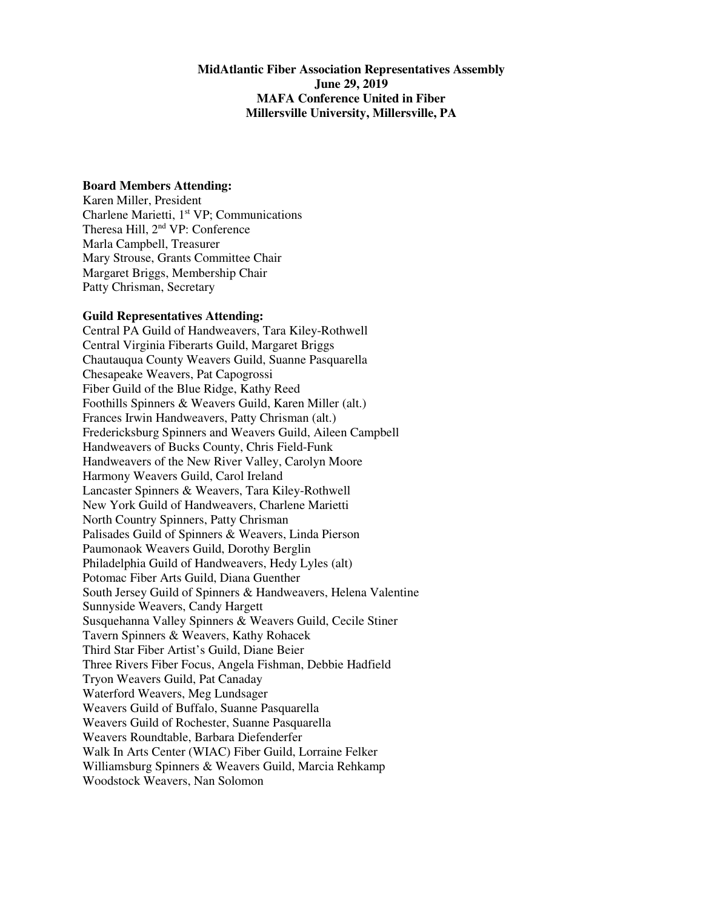**MidAtlantic Fiber Association Representatives Assembly**
**June 29, 2019**
**MAFA Conference United in Fiber**
**Millersville University, Millersville, PA**

**Board Members Attending:**

Karen Miller, President
Charlene Marietti, 1st VP; Communications
Theresa Hill, 2nd VP: Conference
Marla Campbell, Treasurer
Mary Strouse, Grants Committee Chair
Margaret Briggs, Membership Chair
Patty Chrisman, Secretary

**Guild Representatives Attending:**

Central PA Guild of Handweavers, Tara Kiley-Rothwell
Central Virginia Fiberarts Guild, Margaret Briggs
Chautauqua County Weavers Guild, Suanne Pasquarella
Chesapeake Weavers, Pat Capogrossi
Fiber Guild of the Blue Ridge, Kathy Reed
Foothills Spinners & Weavers Guild, Karen Miller (alt.)
Frances Irwin Handweavers, Patty Chrisman (alt.)
Fredericksburg Spinners and Weavers Guild, Aileen Campbell
Handweavers of Bucks County, Chris Field-Funk
Handweavers of the New River Valley, Carolyn Moore
Harmony Weavers Guild, Carol Ireland
Lancaster Spinners & Weavers, Tara Kiley-Rothwell
New York Guild of Handweavers, Charlene Marietti
North Country Spinners, Patty Chrisman
Palisades Guild of Spinners & Weavers, Linda Pierson
Paumonaok Weavers Guild, Dorothy Berglin
Philadelphia Guild of Handweavers, Hedy Lyles (alt)
Potomac Fiber Arts Guild, Diana Guenther
South Jersey Guild of Spinners & Handweavers, Helena Valentine
Sunnyside Weavers, Candy Hargett
Susquehanna Valley Spinners & Weavers Guild, Cecile Stiner
Tavern Spinners & Weavers, Kathy Rohacek
Third Star Fiber Artist's Guild, Diane Beier
Three Rivers Fiber Focus, Angela Fishman, Debbie Hadfield
Tryon Weavers Guild, Pat Canaday
Waterford Weavers, Meg Lundsager
Weavers Guild of Buffalo, Suanne Pasquarella
Weavers Guild of Rochester, Suanne Pasquarella
Weavers Roundtable, Barbara Diefenderfer
Walk In Arts Center (WIAC) Fiber Guild, Lorraine Felker
Williamsburg Spinners & Weavers Guild, Marcia Rehkamp
Woodstock Weavers, Nan Solomon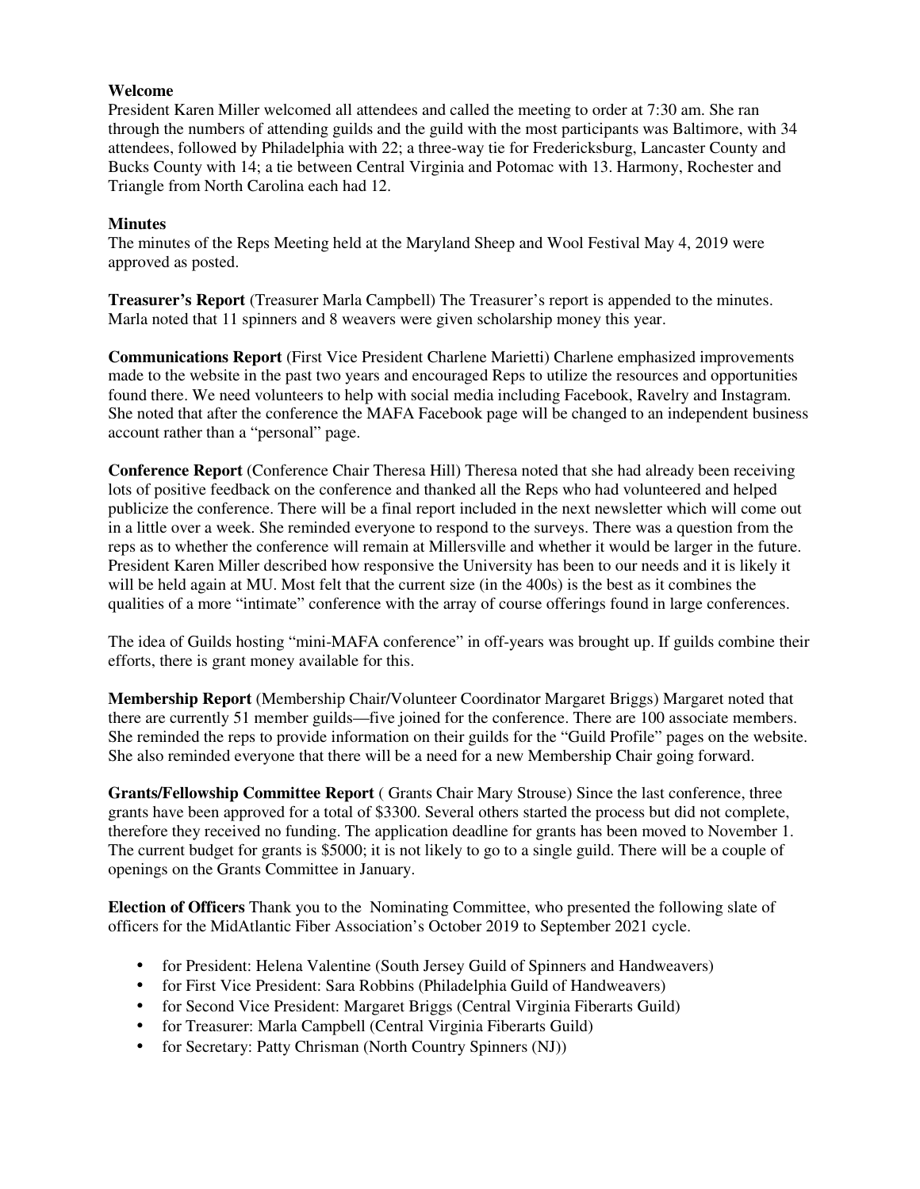**Welcome**
President Karen Miller welcomed all attendees and called the meeting to order at 7:30 am. She ran through the numbers of attending guilds and the guild with the most participants was Baltimore, with 34 attendees, followed by Philadelphia with 22; a three-way tie for Fredericksburg, Lancaster County and Bucks County with 14; a tie between Central Virginia and Potomac with 13. Harmony, Rochester and Triangle from North Carolina each had 12.

**Minutes**
The minutes of the Reps Meeting held at the Maryland Sheep and Wool Festival May 4, 2019 were approved as posted.

**Treasurer's Report** (Treasurer Marla Campbell) The Treasurer's report is appended to the minutes. Marla noted that 11 spinners and 8 weavers were given scholarship money this year.

**Communications Report** (First Vice President Charlene Marietti) Charlene emphasized improvements made to the website in the past two years and encouraged Reps to utilize the resources and opportunities found there. We need volunteers to help with social media including Facebook, Ravelry and Instagram. She noted that after the conference the MAFA Facebook page will be changed to an independent business account rather than a "personal" page.

**Conference Report** (Conference Chair Theresa Hill) Theresa noted that she had already been receiving lots of positive feedback on the conference and thanked all the Reps who had volunteered and helped publicize the conference. There will be a final report included in the next newsletter which will come out in a little over a week. She reminded everyone to respond to the surveys. There was a question from the reps as to whether the conference will remain at Millersville and whether it would be larger in the future. President Karen Miller described how responsive the University has been to our needs and it is likely it will be held again at MU. Most felt that the current size (in the 400s) is the best as it combines the qualities of a more "intimate" conference with the array of course offerings found in large conferences.

The idea of Guilds hosting "mini-MAFA conference" in off-years was brought up. If guilds combine their efforts, there is grant money available for this.

**Membership Report** (Membership Chair/Volunteer Coordinator Margaret Briggs) Margaret noted that there are currently 51 member guilds—five joined for the conference. There are 100 associate members. She reminded the reps to provide information on their guilds for the "Guild Profile" pages on the website. She also reminded everyone that there will be a need for a new Membership Chair going forward.

**Grants/Fellowship Committee Report** ( Grants Chair Mary Strouse) Since the last conference, three grants have been approved for a total of $3300. Several others started the process but did not complete, therefore they received no funding. The application deadline for grants has been moved to November 1. The current budget for grants is $5000; it is not likely to go to a single guild. There will be a couple of openings on the Grants Committee in January.

**Election of Officers** Thank you to the Nominating Committee, who presented the following slate of officers for the MidAtlantic Fiber Association's October 2019 to September 2021 cycle.

- for President: Helena Valentine (South Jersey Guild of Spinners and Handweavers)
- for First Vice President: Sara Robbins (Philadelphia Guild of Handweavers)
- for Second Vice President: Margaret Briggs (Central Virginia Fiberarts Guild)
- for Treasurer: Marla Campbell (Central Virginia Fiberarts Guild)
- for Secretary: Patty Chrisman (North Country Spinners (NJ))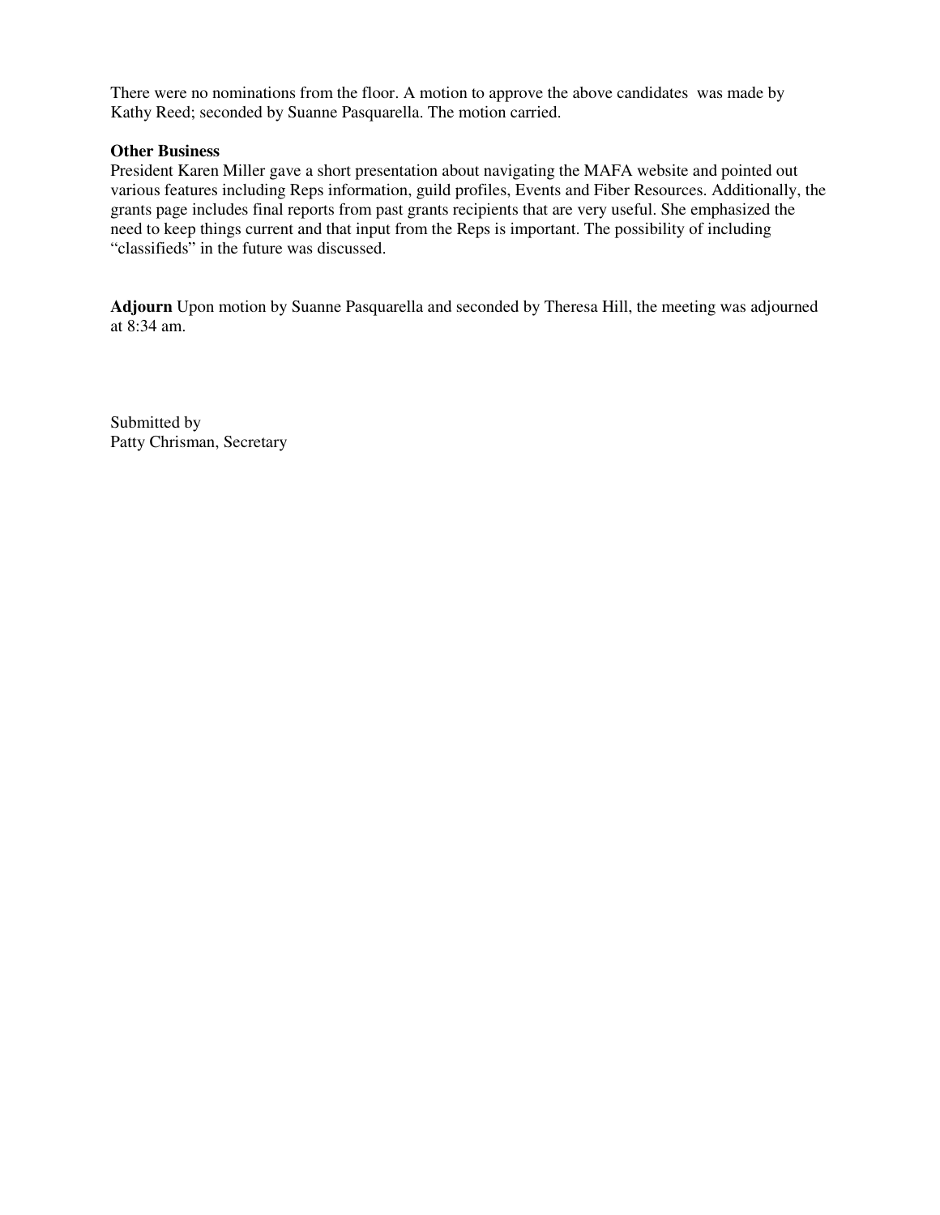There were no nominations from the floor. A motion to approve the above candidates was made by Kathy Reed; seconded by Suanne Pasquarella. The motion carried.

**Other Business**

President Karen Miller gave a short presentation about navigating the MAFA website and pointed out various features including Reps information, guild profiles, Events and Fiber Resources. Additionally, the grants page includes final reports from past grants recipients that are very useful. She emphasized the need to keep things current and that input from the Reps is important. The possibility of including "classifieds" in the future was discussed.

**Adjourn** Upon motion by Suanne Pasquarella and seconded by Theresa Hill, the meeting was adjourned at 8:34 am.

Submitted by
Patty Chrisman, Secretary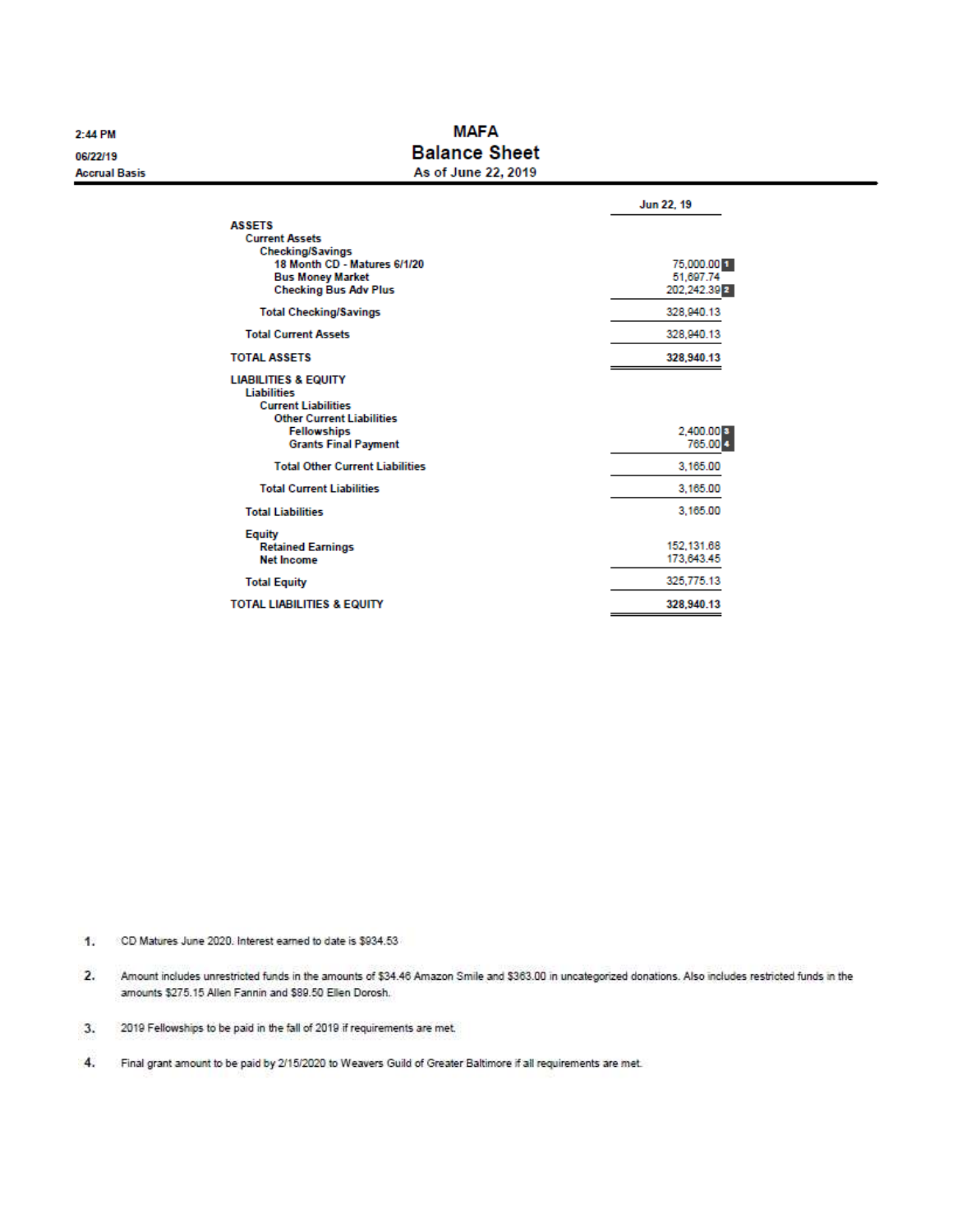2:44 PM
06/22/19
Accrual Basis

# MAFA
## Balance Sheet
As of June 22, 2019

| | Jun 22, 19 |
|---|---|
| **ASSETS** | |
| **Current Assets** | |
| **Checking/Savings** | |
| **18 Month CD - Matures 6/1/20** | 75,000.00 [1] |
| **Bus Money Market** | 51,697.74 |
| **Checking Bus Adv Plus** | 202,242.39 [2] |
| **Total Checking/Savings** | 328,940.13 |
| **Total Current Assets** | 328,940.13 |
| **TOTAL ASSETS** | **328,940.13** |
| **LIABILITIES & EQUITY** | |
| **Liabilities** | |
| **Current Liabilities** | |
| **Other Current Liabilities** | |
| **Fellowships** | 2,400.00 [3] |
| **Grants Final Payment** | 765.00 [4] |
| **Total Other Current Liabilities** | 3,165.00 |
| **Total Current Liabilities** | 3,165.00 |
| **Total Liabilities** | 3,165.00 |
| **Equity** | |
| **Retained Earnings** | 152,131.68 |
| **Net Income** | 173,643.45 |
| **Total Equity** | 325,775.13 |
| **TOTAL LIABILITIES & EQUITY** | **328,940.13** |

1. CD Matures June 2020. Interest earned to date is $934.53

2. Amount includes unrestricted funds in the amounts of $34.46 Amazon Smile and $363.00 in uncategorized donations. Also includes restricted funds in the amounts $275.15 Allen Fannin and $89.50 Ellen Dorosh.

3. 2019 Fellowships to be paid in the fall of 2019 if requirements are met.

4. Final grant amount to be paid by 2/15/2020 to Weavers Guild of Greater Baltimore if all requirements are met.